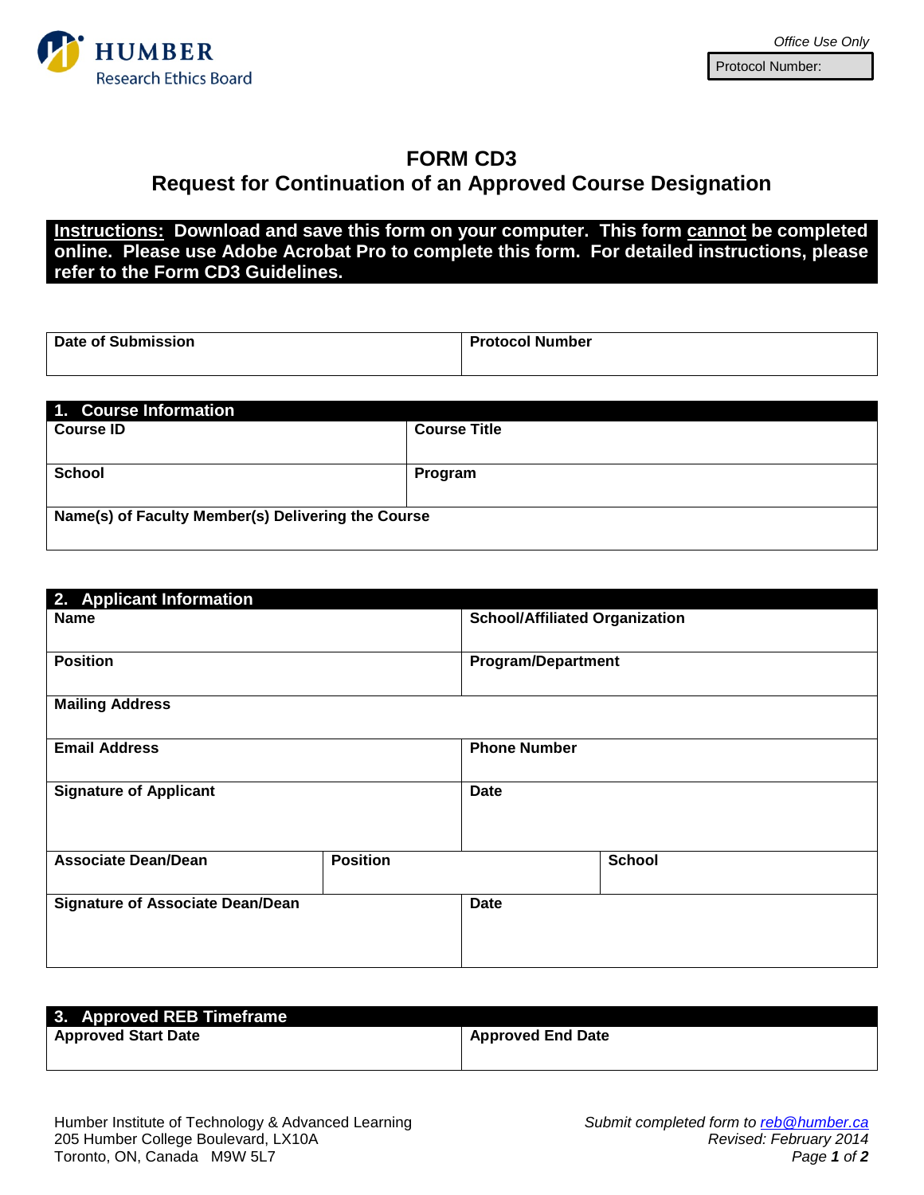HUMBER
Research Ethics Board

*Office Use Only*

| Protocol Number: |
|---|

# FORM CD3
## Request for Continuation of an Approved Course Designation

**Instructions: Download and save this form on your computer. This form cannot be completed online. Please use Adobe Acrobat Pro to complete this form. For detailed instructions, please refer to the Form CD3 Guidelines.**

| Date of Submission | Protocol Number |
|---|---|
| | |

**1. Course Information**

| Course ID | Course Title |
|---|---|
| **School** | **Program** |
| **Name(s) of Faculty Member(s) Delivering the Course** | |

**2. Applicant Information**

| Name | | School/Affiliated Organization |
|---|---|---|
| **Position** | | **Program/Department** |
| **Mailing Address** | | |
| **Email Address** | | **Phone Number** |
| **Signature of Applicant** | | **Date** |
| **Associate Dean/Dean** | **Position** | **School** |
| **Signature of Associate Dean/Dean** | | **Date** |

**3. Approved REB Timeframe**

| Approved Start Date | Approved End Date |
|---|---|
| | |

Humber Institute of Technology & Advanced Learning
205 Humber College Boulevard, LX10A
Toronto, ON, Canada M9W 5L7

*Submit completed form to reb@humber.ca*
*Revised: February 2014*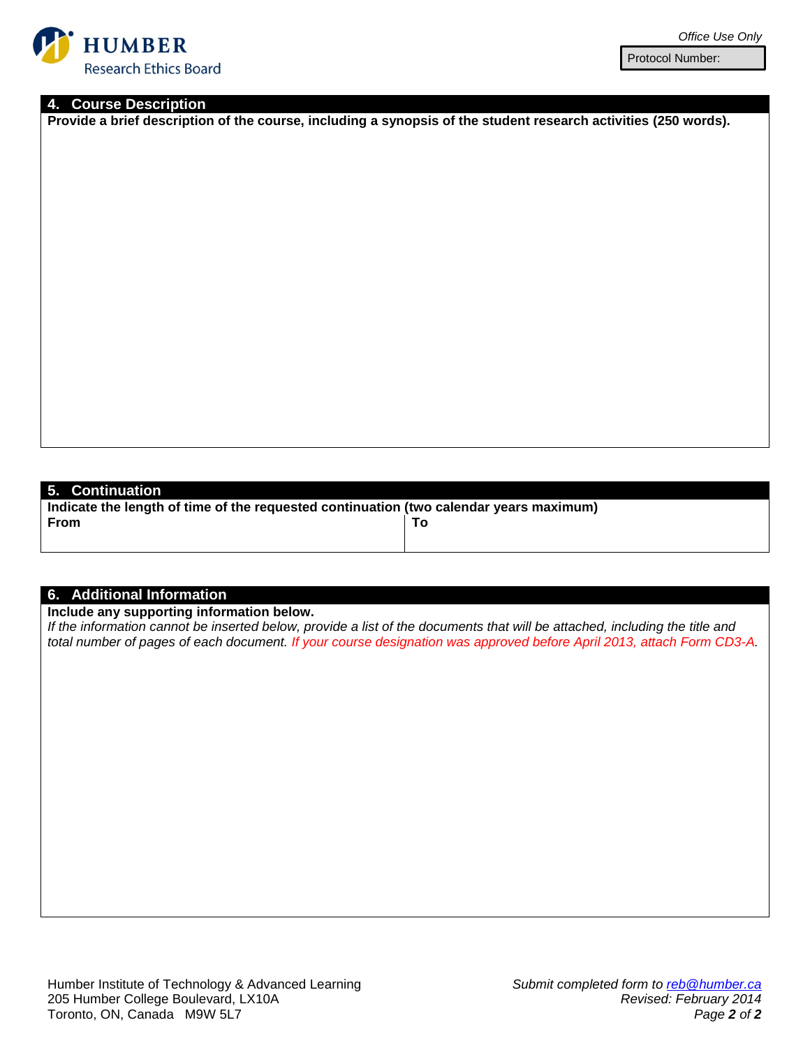HUMBER
Research Ethics Board

*Office Use Only*

| Protocol Number: |
|---|

## 4. Course Description

**Provide a brief description of the course, including a synopsis of the student research activities (250 words).**

## 5. Continuation

**Indicate the length of time of the requested continuation (two calendar years maximum)**

| From | To |
|---|---|
| | |

## 6. Additional Information

**Include any supporting information below.**

*If the information cannot be inserted below, provide a list of the documents that will be attached, including the title and total number of pages of each document. If your course designation was approved before April 2013, attach Form CD3-A.*

Humber Institute of Technology & Advanced Learning
205 Humber College Boulevard, LX10A
Toronto, ON, Canada M9W 5L7

*Submit completed form to reb@humber.ca*
*Revised: February 2014*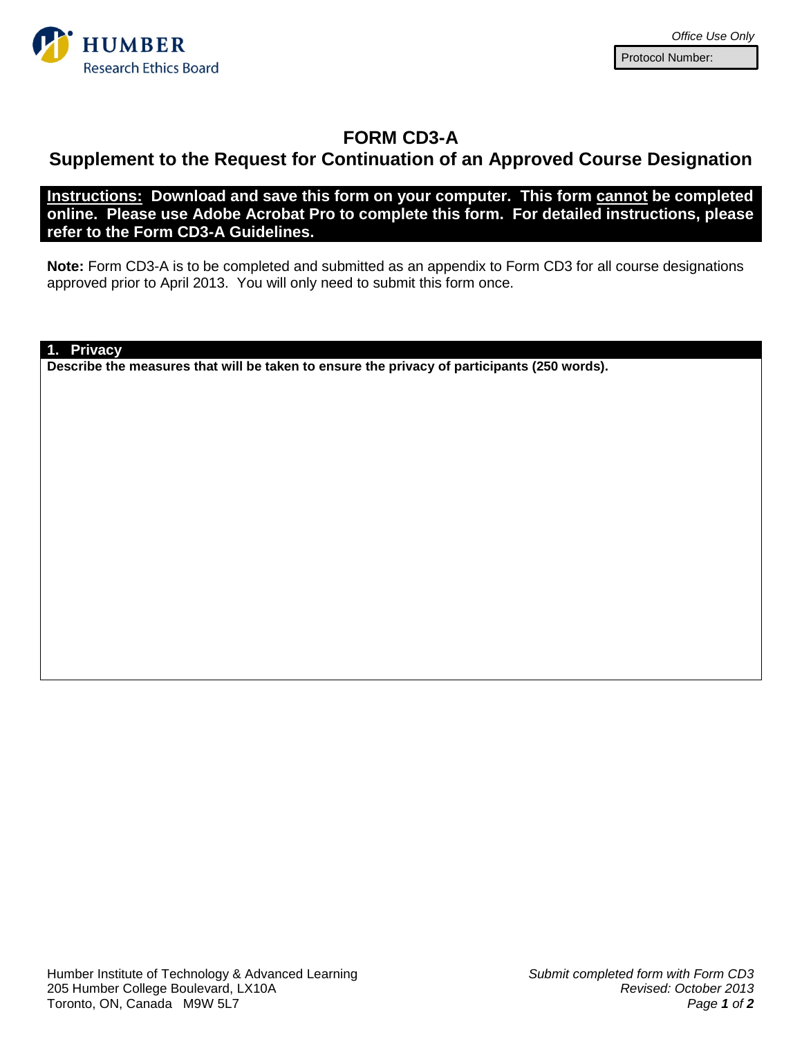HUMBER
Research Ethics Board

*Office Use Only*

| Protocol Number: |
|---|

# FORM CD3-A
## Supplement to the Request for Continuation of an Approved Course Designation

**Instructions: Download and save this form on your computer. This form cannot be completed online. Please use Adobe Acrobat Pro to complete this form. For detailed instructions, please refer to the Form CD3-A Guidelines.**

**Note:** Form CD3-A is to be completed and submitted as an appendix to Form CD3 for all course designations approved prior to April 2013. You will only need to submit this form once.

## 1. Privacy

**Describe the measures that will be taken to ensure the privacy of participants (250 words).**

Humber Institute of Technology & Advanced Learning
205 Humber College Boulevard, LX10A
Toronto, ON, Canada M9W 5L7

*Submit completed form with Form CD3*
*Revised: October 2013*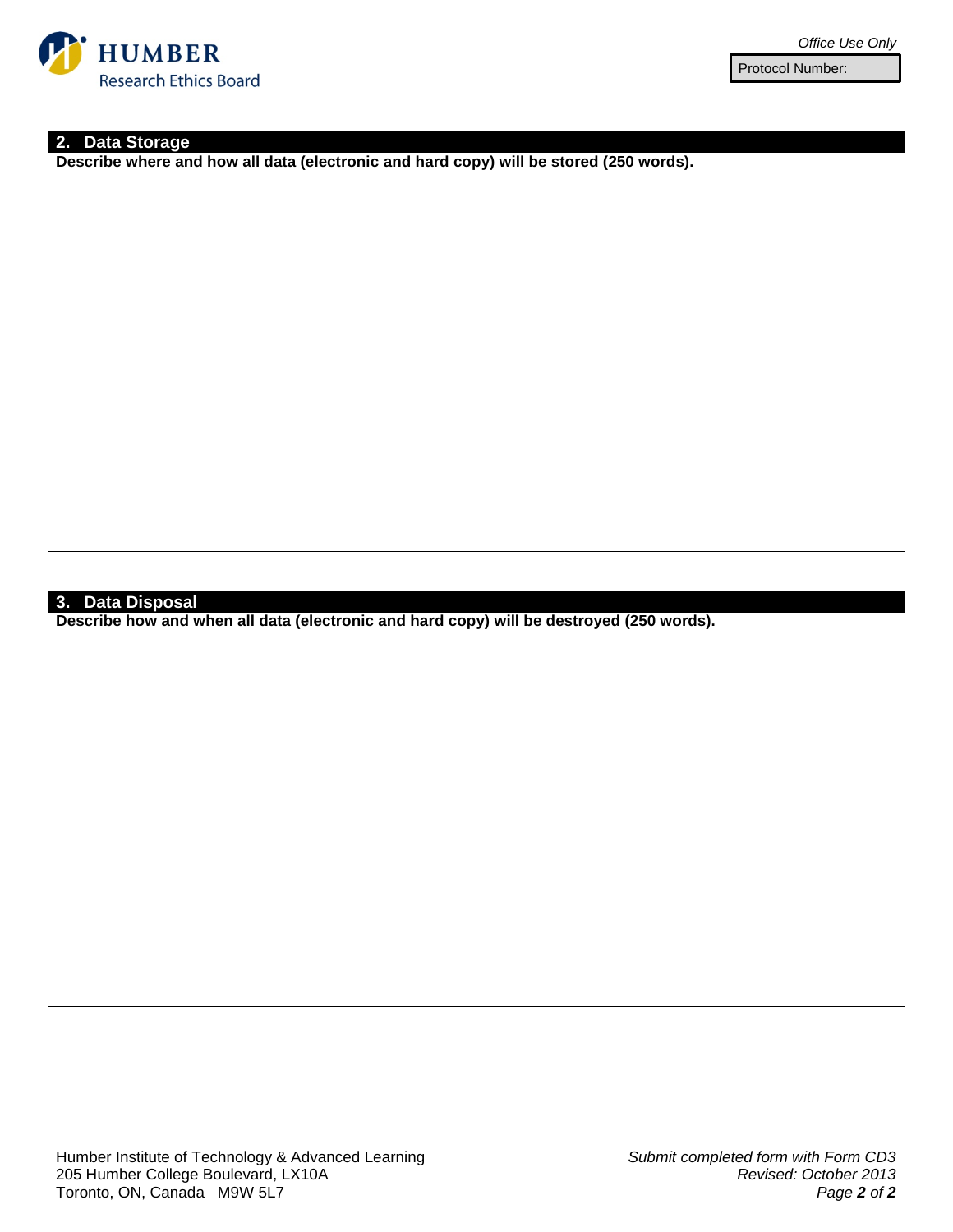Office Use Only

Protocol Number:

## 2. Data Storage

**Describe where and how all data (electronic and hard copy) will be stored (250 words).**

## 3. Data Disposal

**Describe how and when all data (electronic and hard copy) will be destroyed (250 words).**

Humber Institute of Technology & Advanced Learning
205 Humber College Boulevard, LX10A
Toronto, ON, Canada M9W 5L7

*Submit completed form with Form CD3*
*Revised: October 2013*